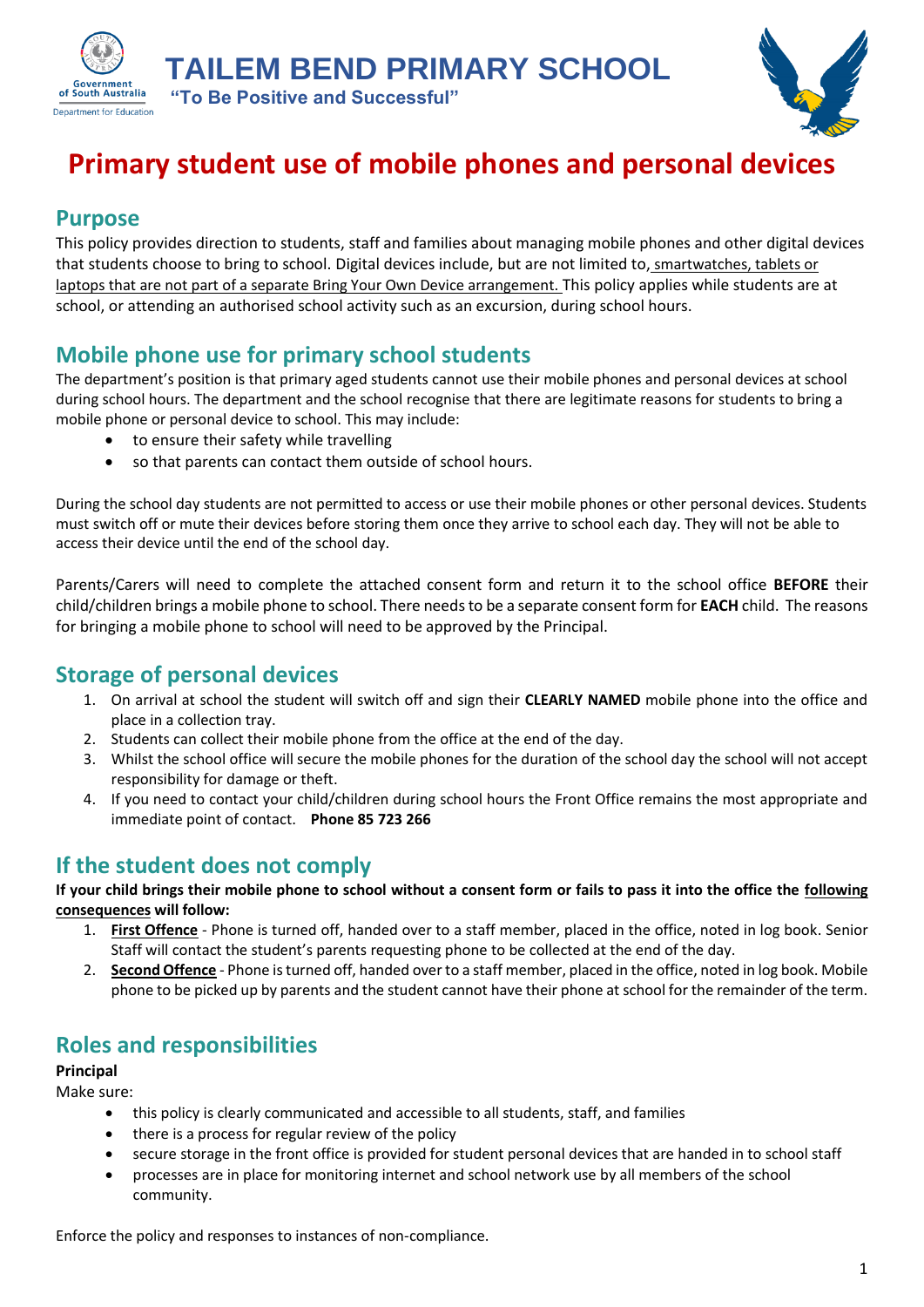# TAILEM BEND PRIMARY SCHOOL

**"To Be Positive and Successful"**

# Primary student use of mobile phones and personal devices

## Purpose

This policy provides direction to students, staff and families about managing mobile phones and other digital devices that students choose to bring to school. Digital devices include, but are not limited to, smartwatches, tablets or laptops that are not part of a separate Bring Your Own Device arrangement. This policy applies while students are at school, or attending an authorised school activity such as an excursion, during school hours.

## Mobile phone use for primary school students

The department's position is that primary aged students cannot use their mobile phones and personal devices at school during school hours. The department and the school recognise that there are legitimate reasons for students to bring a mobile phone or personal device to school. This may include:

- to ensure their safety while travelling
- so that parents can contact them outside of school hours.

During the school day students are not permitted to access or use their mobile phones or other personal devices. Students must switch off or mute their devices before storing them once they arrive to school each day. They will not be able to access their device until the end of the school day.

Parents/Carers will need to complete the attached consent form and return it to the school office **BEFORE** their child/children brings a mobile phone to school. There needs to be a separate consent form for **EACH** child. The reasons for bringing a mobile phone to school will need to be approved by the Principal.

## Storage of personal devices

1. On arrival at school the student will switch off and sign their **CLEARLY NAMED** mobile phone into the office and place in a collection tray.
2. Students can collect their mobile phone from the office at the end of the day.
3. Whilst the school office will secure the mobile phones for the duration of the school day the school will not accept responsibility for damage or theft.
4. If you need to contact your child/children during school hours the Front Office remains the most appropriate and immediate point of contact. **Phone 85 723 266**

## If the student does not comply

**If your child brings their mobile phone to school without a consent form or fails to pass it into the office the following consequences will follow:**

1. **First Offence** - Phone is turned off, handed over to a staff member, placed in the office, noted in log book. Senior Staff will contact the student's parents requesting phone to be collected at the end of the day.
2. **Second Offence** - Phone is turned off, handed over to a staff member, placed in the office, noted in log book. Mobile phone to be picked up by parents and the student cannot have their phone at school for the remainder of the term.

## Roles and responsibilities

**Principal**

Make sure:

- this policy is clearly communicated and accessible to all students, staff, and families
- there is a process for regular review of the policy
- secure storage in the front office is provided for student personal devices that are handed in to school staff
- processes are in place for monitoring internet and school network use by all members of the school community.

Enforce the policy and responses to instances of non-compliance.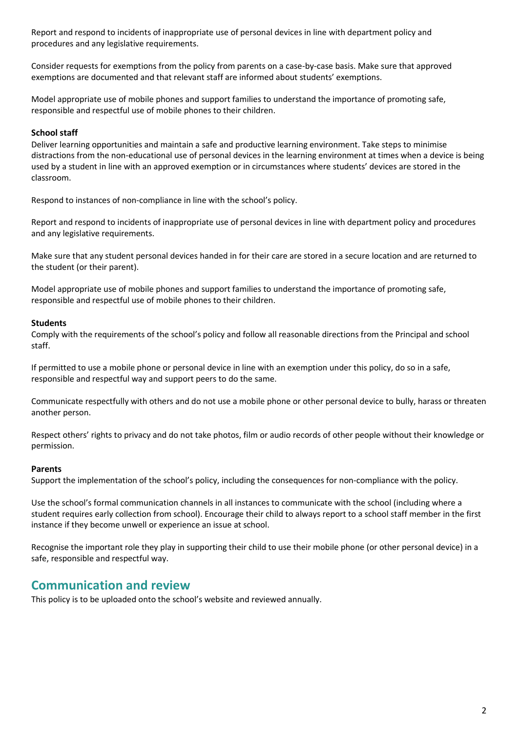Report and respond to incidents of inappropriate use of personal devices in line with department policy and procedures and any legislative requirements.

Consider requests for exemptions from the policy from parents on a case-by-case basis. Make sure that approved exemptions are documented and that relevant staff are informed about students' exemptions.

Model appropriate use of mobile phones and support families to understand the importance of promoting safe, responsible and respectful use of mobile phones to their children.

**School staff**

Deliver learning opportunities and maintain a safe and productive learning environment. Take steps to minimise distractions from the non-educational use of personal devices in the learning environment at times when a device is being used by a student in line with an approved exemption or in circumstances where students' devices are stored in the classroom.

Respond to instances of non-compliance in line with the school's policy.

Report and respond to incidents of inappropriate use of personal devices in line with department policy and procedures and any legislative requirements.

Make sure that any student personal devices handed in for their care are stored in a secure location and are returned to the student (or their parent).

Model appropriate use of mobile phones and support families to understand the importance of promoting safe, responsible and respectful use of mobile phones to their children.

**Students**

Comply with the requirements of the school's policy and follow all reasonable directions from the Principal and school staff.

If permitted to use a mobile phone or personal device in line with an exemption under this policy, do so in a safe, responsible and respectful way and support peers to do the same.

Communicate respectfully with others and do not use a mobile phone or other personal device to bully, harass or threaten another person.

Respect others' rights to privacy and do not take photos, film or audio records of other people without their knowledge or permission.

**Parents**

Support the implementation of the school's policy, including the consequences for non-compliance with the policy.

Use the school's formal communication channels in all instances to communicate with the school (including where a student requires early collection from school). Encourage their child to always report to a school staff member in the first instance if they become unwell or experience an issue at school.

Recognise the important role they play in supporting their child to use their mobile phone (or other personal device) in a safe, responsible and respectful way.

## Communication and review

This policy is to be uploaded onto the school's website and reviewed annually.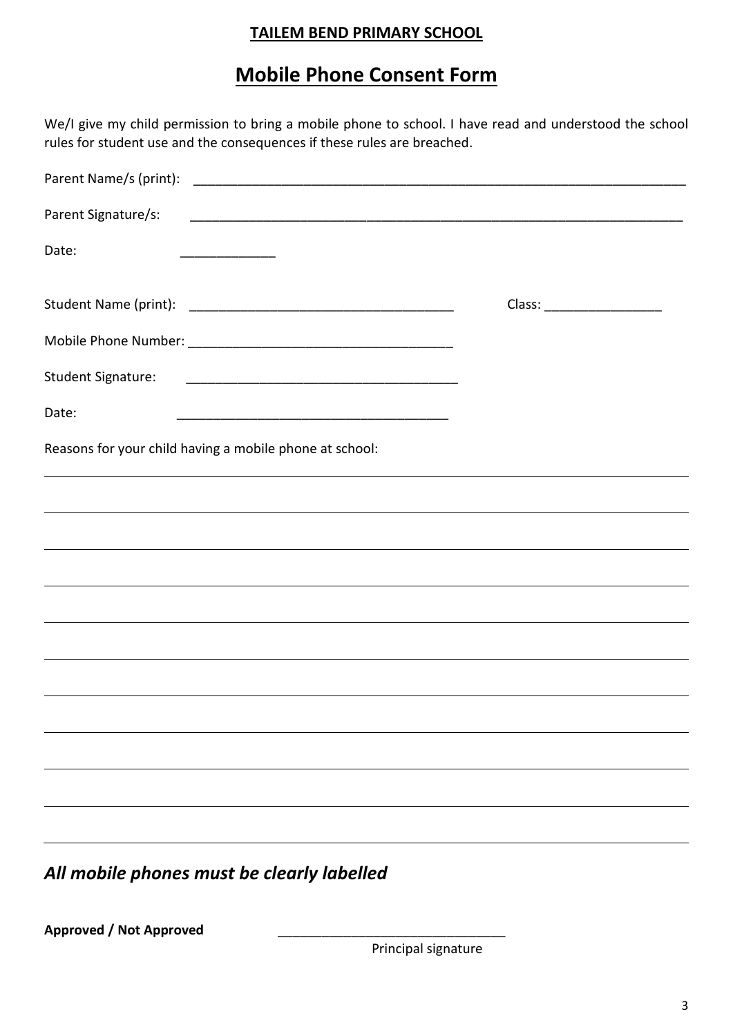**TAILEM BEND PRIMARY SCHOOL**

# Mobile Phone Consent Form

We/I give my child permission to bring a mobile phone to school. I have read and understood the school rules for student use and the consequences if these rules are breached.

Parent Name/s (print): ____________________________________________________________________

Parent Signature/s: ____________________________________________________________________

Date: _____________

Student Name (print): ____________________________________ Class: ________________

Mobile Phone Number: ____________________________________

Student Signature: _____________________________________

Date: _____________________________________

Reasons for your child having a mobile phone at school:

______________________________________________________________________________________

______________________________________________________________________________________

______________________________________________________________________________________

______________________________________________________________________________________

______________________________________________________________________________________

______________________________________________________________________________________

______________________________________________________________________________________

______________________________________________________________________________________

______________________________________________________________________________________

______________________________________________________________________________________

______________________________________________________________________________________

## *All mobile phones must be clearly labelled*

**Approved / Not Approved** ______________________________

Principal signature